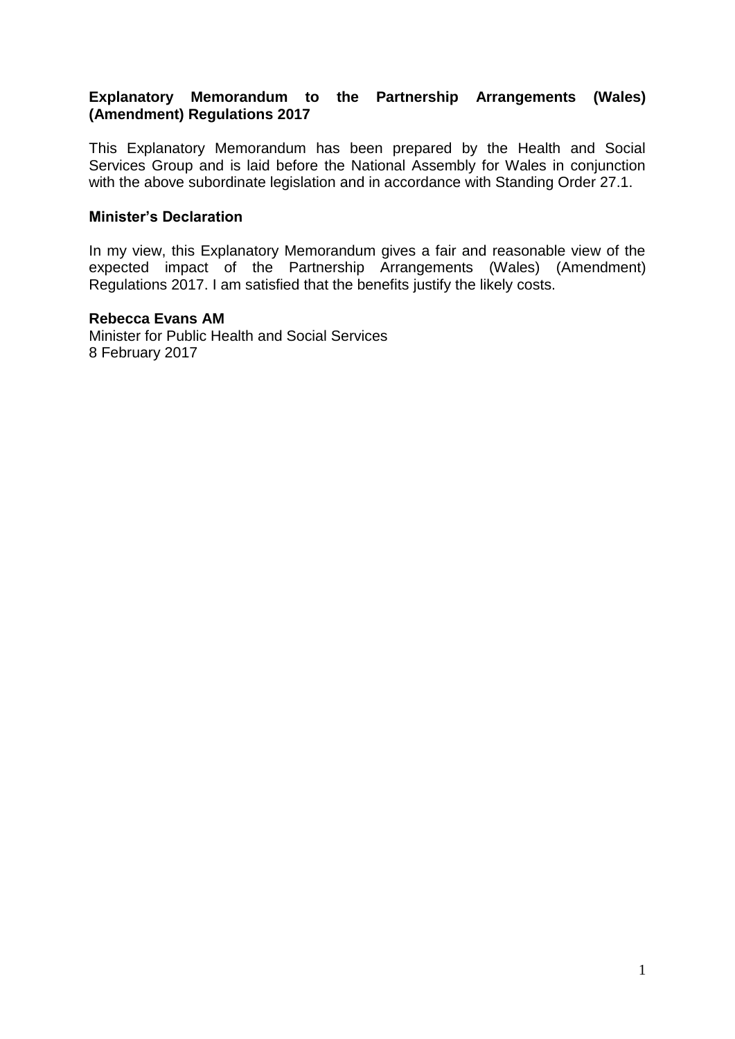**Explanatory Memorandum to the Partnership Arrangements (Wales) (Amendment) Regulations 2017**

This Explanatory Memorandum has been prepared by the Health and Social Services Group and is laid before the National Assembly for Wales in conjunction with the above subordinate legislation and in accordance with Standing Order 27.1.

**Minister's Declaration**

In my view, this Explanatory Memorandum gives a fair and reasonable view of the expected impact of the Partnership Arrangements (Wales) (Amendment) Regulations 2017. I am satisfied that the benefits justify the likely costs.

**Rebecca Evans AM**
Minister for Public Health and Social Services
8 February 2017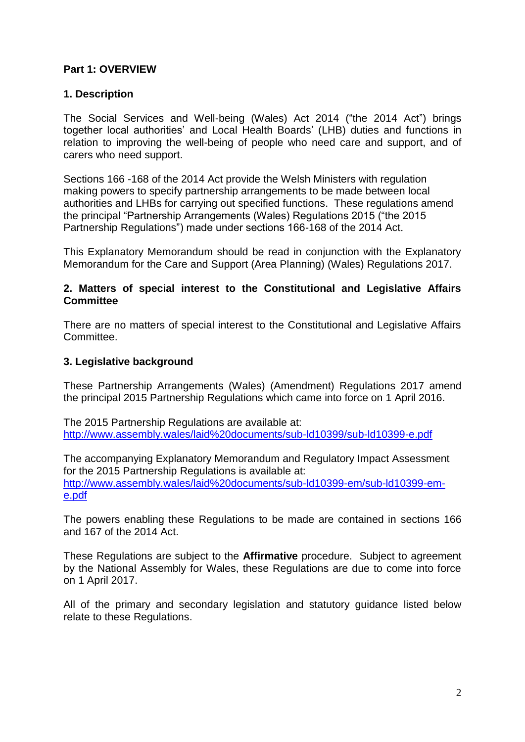**Part 1: OVERVIEW**

**1. Description**

The Social Services and Well-being (Wales) Act 2014 ("the 2014 Act") brings together local authorities' and Local Health Boards' (LHB) duties and functions in relation to improving the well-being of people who need care and support, and of carers who need support.

Sections 166 -168 of the 2014 Act provide the Welsh Ministers with regulation making powers to specify partnership arrangements to be made between local authorities and LHBs for carrying out specified functions. These regulations amend the principal "Partnership Arrangements (Wales) Regulations 2015 ("the 2015 Partnership Regulations") made under sections 166-168 of the 2014 Act.

This Explanatory Memorandum should be read in conjunction with the Explanatory Memorandum for the Care and Support (Area Planning) (Wales) Regulations 2017.

**2. Matters of special interest to the Constitutional and Legislative Affairs Committee**

There are no matters of special interest to the Constitutional and Legislative Affairs Committee.

**3. Legislative background**

These Partnership Arrangements (Wales) (Amendment) Regulations 2017 amend the principal 2015 Partnership Regulations which came into force on 1 April 2016.

The 2015 Partnership Regulations are available at:
http://www.assembly.wales/laid%20documents/sub-ld10399/sub-ld10399-e.pdf

The accompanying Explanatory Memorandum and Regulatory Impact Assessment for the 2015 Partnership Regulations is available at:
http://www.assembly.wales/laid%20documents/sub-ld10399-em/sub-ld10399-em-e.pdf

The powers enabling these Regulations to be made are contained in sections 166 and 167 of the 2014 Act.

These Regulations are subject to the **Affirmative** procedure. Subject to agreement by the National Assembly for Wales, these Regulations are due to come into force on 1 April 2017.

All of the primary and secondary legislation and statutory guidance listed below relate to these Regulations.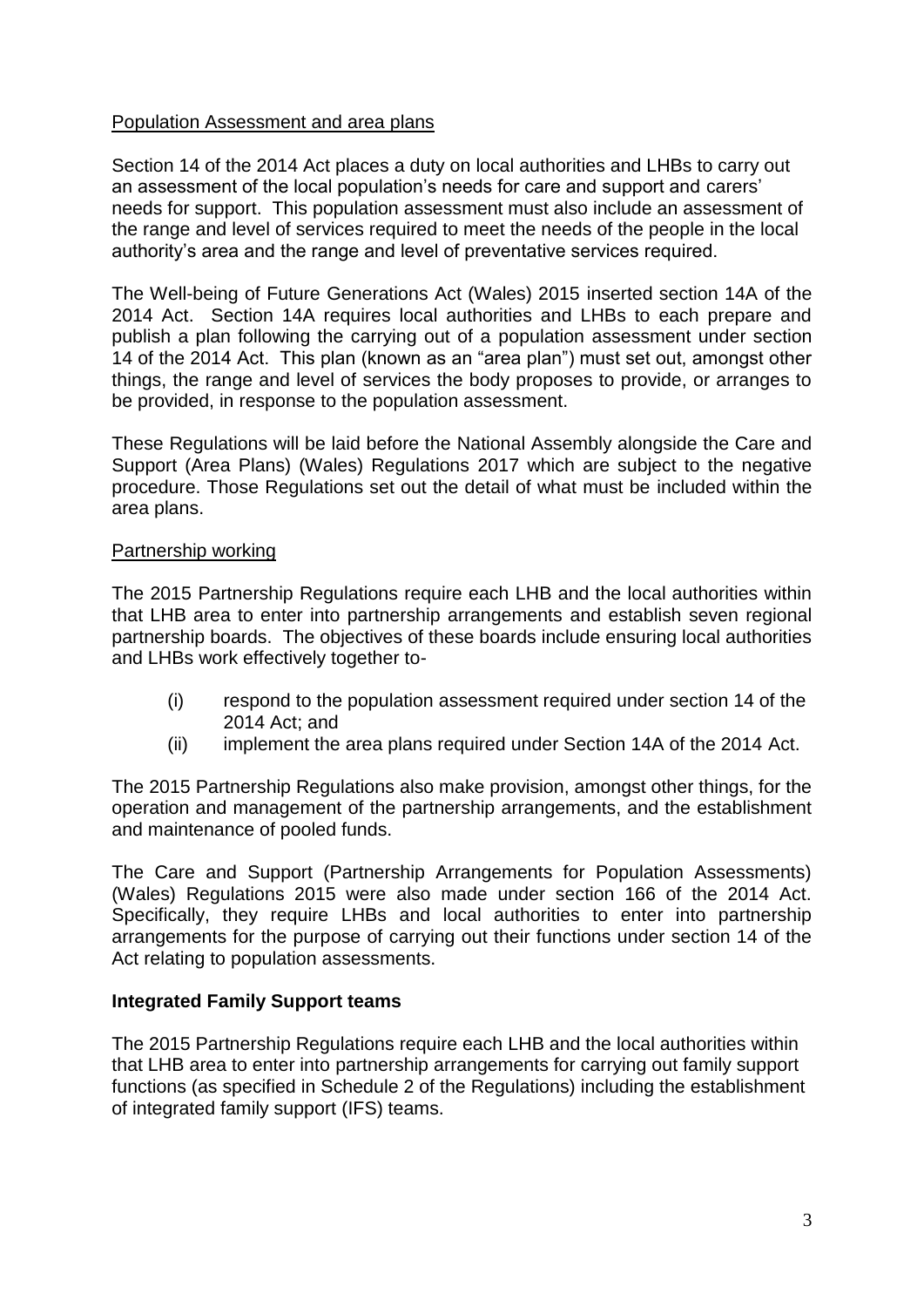Population Assessment and area plans

Section 14 of the 2014 Act places a duty on local authorities and LHBs to carry out an assessment of the local population's needs for care and support and carers' needs for support. This population assessment must also include an assessment of the range and level of services required to meet the needs of the people in the local authority's area and the range and level of preventative services required.

The Well-being of Future Generations Act (Wales) 2015 inserted section 14A of the 2014 Act. Section 14A requires local authorities and LHBs to each prepare and publish a plan following the carrying out of a population assessment under section 14 of the 2014 Act. This plan (known as an "area plan") must set out, amongst other things, the range and level of services the body proposes to provide, or arranges to be provided, in response to the population assessment.

These Regulations will be laid before the National Assembly alongside the Care and Support (Area Plans) (Wales) Regulations 2017 which are subject to the negative procedure. Those Regulations set out the detail of what must be included within the area plans.

Partnership working

The 2015 Partnership Regulations require each LHB and the local authorities within that LHB area to enter into partnership arrangements and establish seven regional partnership boards. The objectives of these boards include ensuring local authorities and LHBs work effectively together to-

- (i) respond to the population assessment required under section 14 of the 2014 Act; and
- (ii) implement the area plans required under Section 14A of the 2014 Act.

The 2015 Partnership Regulations also make provision, amongst other things, for the operation and management of the partnership arrangements, and the establishment and maintenance of pooled funds.

The Care and Support (Partnership Arrangements for Population Assessments) (Wales) Regulations 2015 were also made under section 166 of the 2014 Act. Specifically, they require LHBs and local authorities to enter into partnership arrangements for the purpose of carrying out their functions under section 14 of the Act relating to population assessments.

**Integrated Family Support teams**

The 2015 Partnership Regulations require each LHB and the local authorities within that LHB area to enter into partnership arrangements for carrying out family support functions (as specified in Schedule 2 of the Regulations) including the establishment of integrated family support (IFS) teams.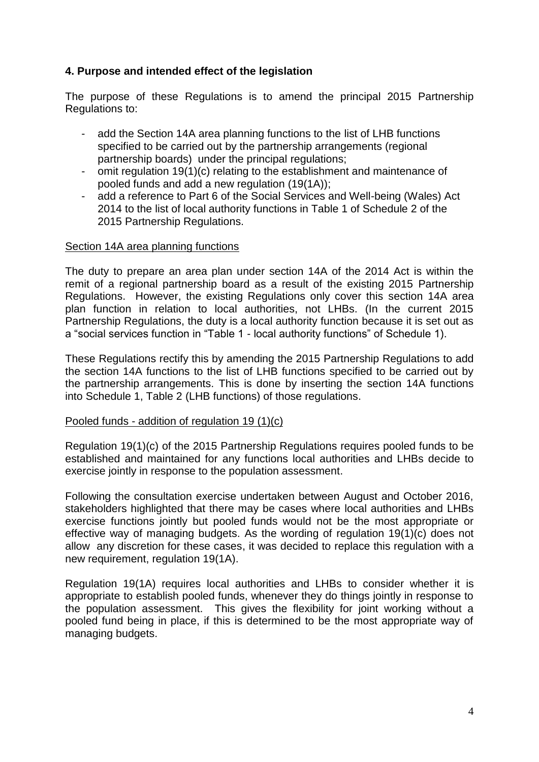## 4. Purpose and intended effect of the legislation

The purpose of these Regulations is to amend the principal 2015 Partnership Regulations to:

- add the Section 14A area planning functions to the list of LHB functions specified to be carried out by the partnership arrangements (regional partnership boards) under the principal regulations;
- omit regulation 19(1)(c) relating to the establishment and maintenance of pooled funds and add a new regulation (19(1A));
- add a reference to Part 6 of the Social Services and Well-being (Wales) Act 2014 to the list of local authority functions in Table 1 of Schedule 2 of the 2015 Partnership Regulations.

Section 14A area planning functions

The duty to prepare an area plan under section 14A of the 2014 Act is within the remit of a regional partnership board as a result of the existing 2015 Partnership Regulations. However, the existing Regulations only cover this section 14A area plan function in relation to local authorities, not LHBs. (In the current 2015 Partnership Regulations, the duty is a local authority function because it is set out as a "social services function in "Table 1 - local authority functions" of Schedule 1).

These Regulations rectify this by amending the 2015 Partnership Regulations to add the section 14A functions to the list of LHB functions specified to be carried out by the partnership arrangements. This is done by inserting the section 14A functions into Schedule 1, Table 2 (LHB functions) of those regulations.

Pooled funds - addition of regulation 19 (1)(c)

Regulation 19(1)(c) of the 2015 Partnership Regulations requires pooled funds to be established and maintained for any functions local authorities and LHBs decide to exercise jointly in response to the population assessment.

Following the consultation exercise undertaken between August and October 2016, stakeholders highlighted that there may be cases where local authorities and LHBs exercise functions jointly but pooled funds would not be the most appropriate or effective way of managing budgets. As the wording of regulation 19(1)(c) does not allow any discretion for these cases, it was decided to replace this regulation with a new requirement, regulation 19(1A).

Regulation 19(1A) requires local authorities and LHBs to consider whether it is appropriate to establish pooled funds, whenever they do things jointly in response to the population assessment. This gives the flexibility for joint working without a pooled fund being in place, if this is determined to be the most appropriate way of managing budgets.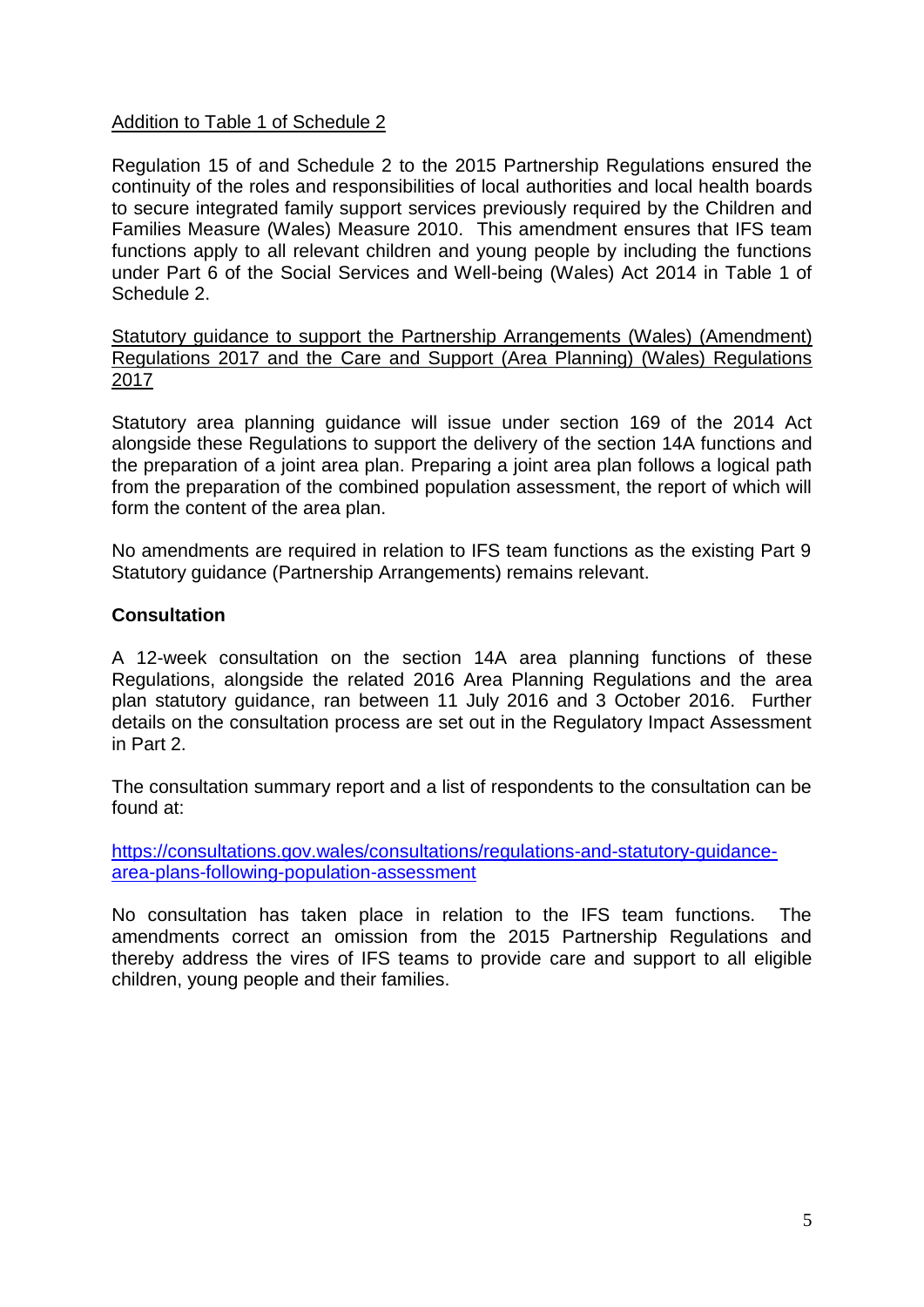Addition to Table 1 of Schedule 2

Regulation 15 of and Schedule 2 to the 2015 Partnership Regulations ensured the continuity of the roles and responsibilities of local authorities and local health boards to secure integrated family support services previously required by the Children and Families Measure (Wales) Measure 2010. This amendment ensures that IFS team functions apply to all relevant children and young people by including the functions under Part 6 of the Social Services and Well-being (Wales) Act 2014 in Table 1 of Schedule 2.

Statutory guidance to support the Partnership Arrangements (Wales) (Amendment) Regulations 2017 and the Care and Support (Area Planning) (Wales) Regulations 2017

Statutory area planning guidance will issue under section 169 of the 2014 Act alongside these Regulations to support the delivery of the section 14A functions and the preparation of a joint area plan. Preparing a joint area plan follows a logical path from the preparation of the combined population assessment, the report of which will form the content of the area plan.

No amendments are required in relation to IFS team functions as the existing Part 9 Statutory guidance (Partnership Arrangements) remains relevant.

**Consultation**

A 12-week consultation on the section 14A area planning functions of these Regulations, alongside the related 2016 Area Planning Regulations and the area plan statutory guidance, ran between 11 July 2016 and 3 October 2016. Further details on the consultation process are set out in the Regulatory Impact Assessment in Part 2.

The consultation summary report and a list of respondents to the consultation can be found at:

https://consultations.gov.wales/consultations/regulations-and-statutory-guidance-area-plans-following-population-assessment

No consultation has taken place in relation to the IFS team functions. The amendments correct an omission from the 2015 Partnership Regulations and thereby address the vires of IFS teams to provide care and support to all eligible children, young people and their families.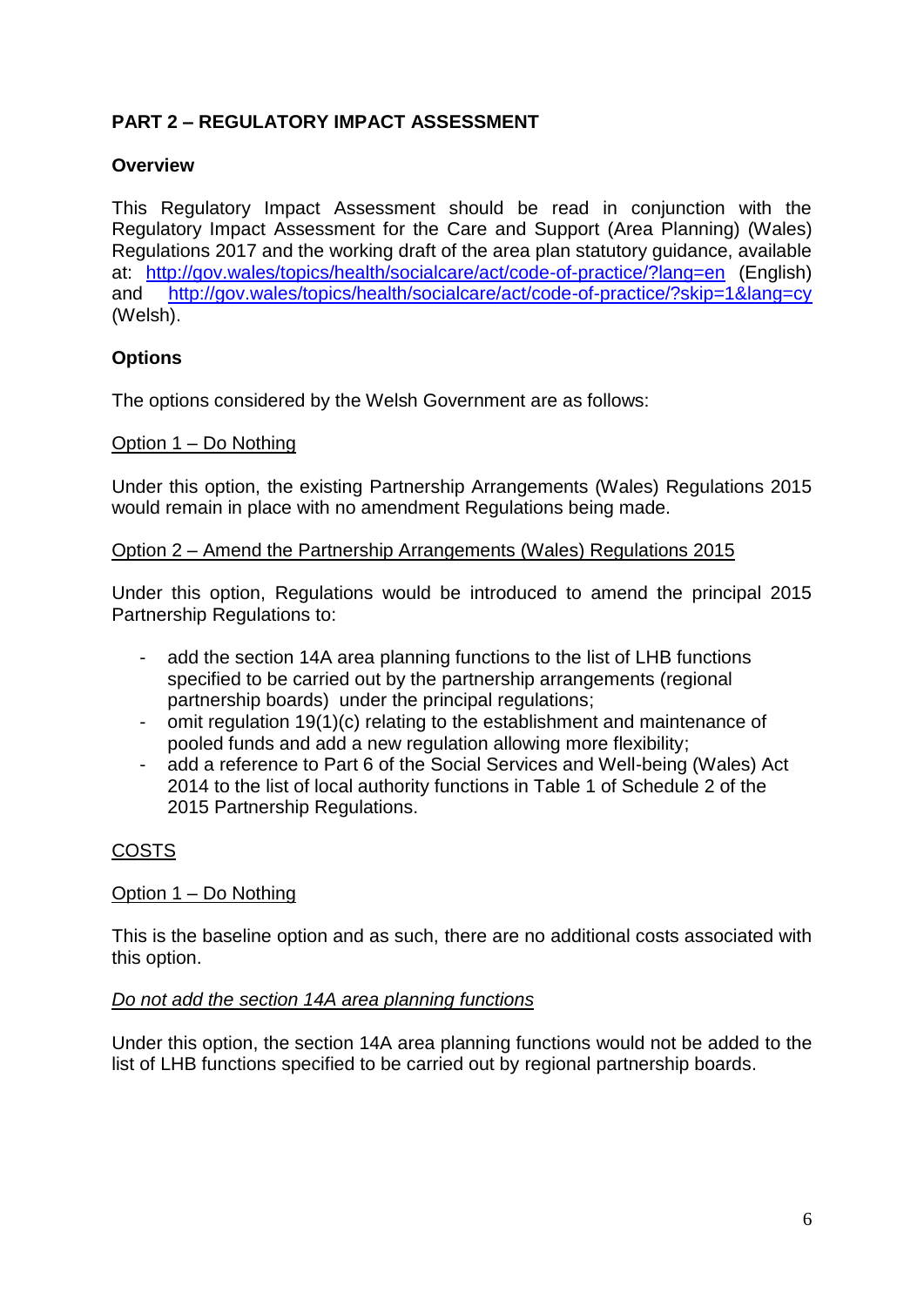## PART 2 – REGULATORY IMPACT ASSESSMENT

### Overview

This Regulatory Impact Assessment should be read in conjunction with the Regulatory Impact Assessment for the Care and Support (Area Planning) (Wales) Regulations 2017 and the working draft of the area plan statutory guidance, available at: http://gov.wales/topics/health/socialcare/act/code-of-practice/?lang=en (English) and http://gov.wales/topics/health/socialcare/act/code-of-practice/?skip=1&lang=cy (Welsh).

### Options

The options considered by the Welsh Government are as follows:

Option 1 – Do Nothing

Under this option, the existing Partnership Arrangements (Wales) Regulations 2015 would remain in place with no amendment Regulations being made.

Option 2 – Amend the Partnership Arrangements (Wales) Regulations 2015

Under this option, Regulations would be introduced to amend the principal 2015 Partnership Regulations to:

- add the section 14A area planning functions to the list of LHB functions specified to be carried out by the partnership arrangements (regional partnership boards) under the principal regulations;
- omit regulation 19(1)(c) relating to the establishment and maintenance of pooled funds and add a new regulation allowing more flexibility;
- add a reference to Part 6 of the Social Services and Well-being (Wales) Act 2014 to the list of local authority functions in Table 1 of Schedule 2 of the 2015 Partnership Regulations.

COSTS

Option 1 – Do Nothing

This is the baseline option and as such, there are no additional costs associated with this option.

*Do not add the section 14A area planning functions*

Under this option, the section 14A area planning functions would not be added to the list of LHB functions specified to be carried out by regional partnership boards.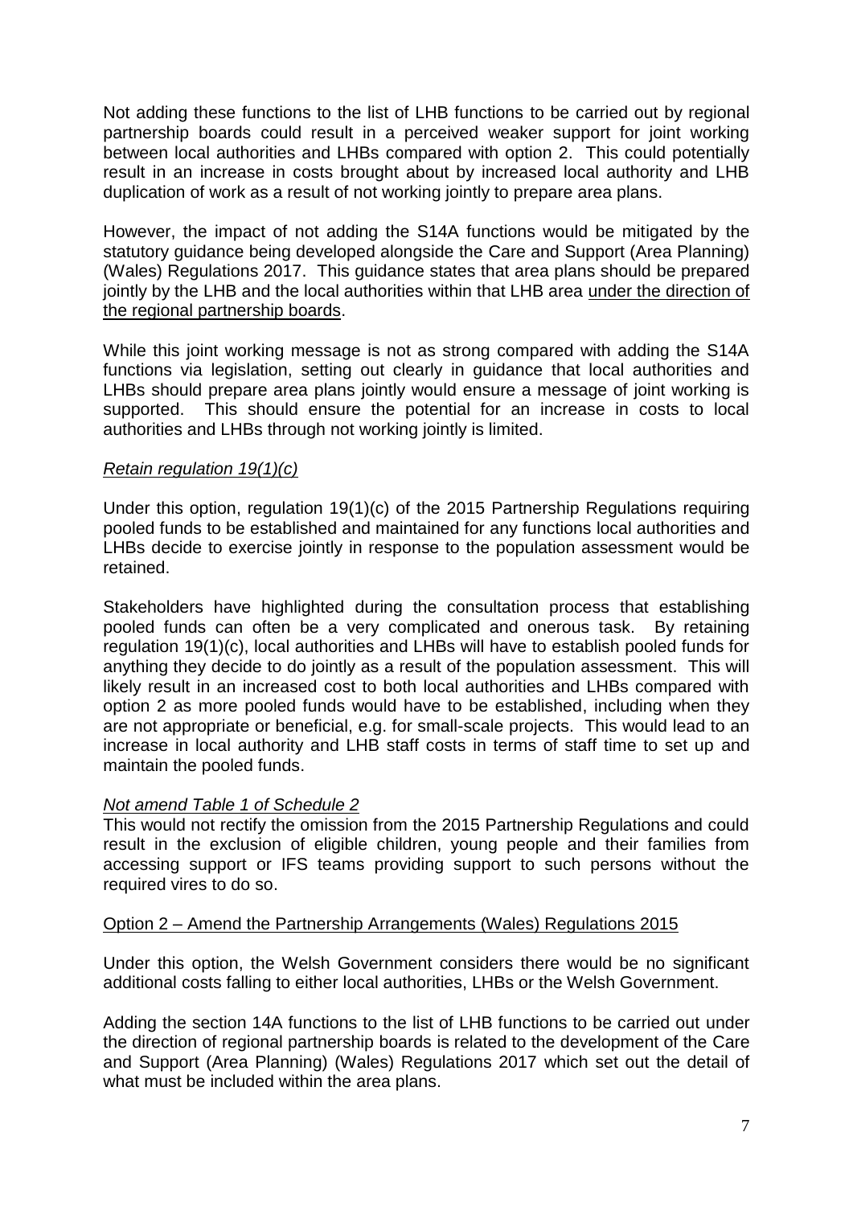Not adding these functions to the list of LHB functions to be carried out by regional partnership boards could result in a perceived weaker support for joint working between local authorities and LHBs compared with option 2. This could potentially result in an increase in costs brought about by increased local authority and LHB duplication of work as a result of not working jointly to prepare area plans.

However, the impact of not adding the S14A functions would be mitigated by the statutory guidance being developed alongside the Care and Support (Area Planning) (Wales) Regulations 2017. This guidance states that area plans should be prepared jointly by the LHB and the local authorities within that LHB area <u>under the direction of the regional partnership boards</u>.

While this joint working message is not as strong compared with adding the S14A functions via legislation, setting out clearly in guidance that local authorities and LHBs should prepare area plans jointly would ensure a message of joint working is supported. This should ensure the potential for an increase in costs to local authorities and LHBs through not working jointly is limited.

*Retain regulation 19(1)(c)*

Under this option, regulation 19(1)(c) of the 2015 Partnership Regulations requiring pooled funds to be established and maintained for any functions local authorities and LHBs decide to exercise jointly in response to the population assessment would be retained.

Stakeholders have highlighted during the consultation process that establishing pooled funds can often be a very complicated and onerous task. By retaining regulation 19(1)(c), local authorities and LHBs will have to establish pooled funds for anything they decide to do jointly as a result of the population assessment. This will likely result in an increased cost to both local authorities and LHBs compared with option 2 as more pooled funds would have to be established, including when they are not appropriate or beneficial, e.g. for small-scale projects. This would lead to an increase in local authority and LHB staff costs in terms of staff time to set up and maintain the pooled funds.

*Not amend Table 1 of Schedule 2*

This would not rectify the omission from the 2015 Partnership Regulations and could result in the exclusion of eligible children, young people and their families from accessing support or IFS teams providing support to such persons without the required vires to do so.

<u>Option 2 – Amend the Partnership Arrangements (Wales) Regulations 2015</u>

Under this option, the Welsh Government considers there would be no significant additional costs falling to either local authorities, LHBs or the Welsh Government.

Adding the section 14A functions to the list of LHB functions to be carried out under the direction of regional partnership boards is related to the development of the Care and Support (Area Planning) (Wales) Regulations 2017 which set out the detail of what must be included within the area plans.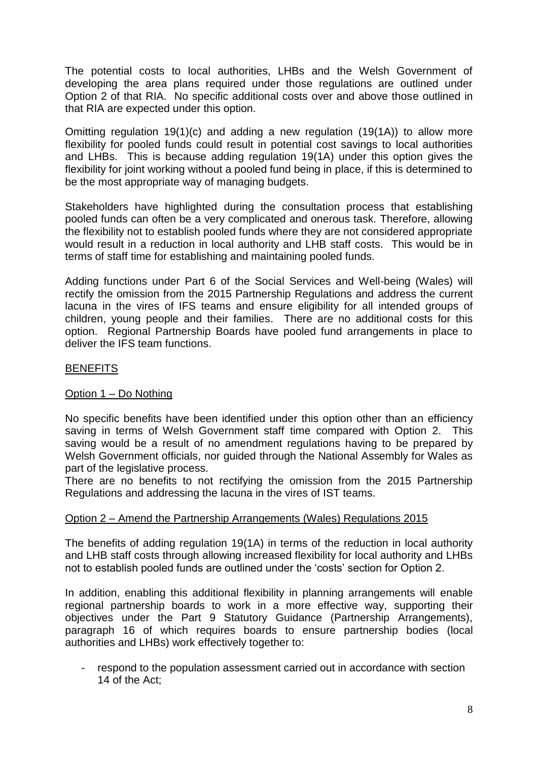The potential costs to local authorities, LHBs and the Welsh Government of developing the area plans required under those regulations are outlined under Option 2 of that RIA. No specific additional costs over and above those outlined in that RIA are expected under this option.

Omitting regulation 19(1)(c) and adding a new regulation (19(1A)) to allow more flexibility for pooled funds could result in potential cost savings to local authorities and LHBs. This is because adding regulation 19(1A) under this option gives the flexibility for joint working without a pooled fund being in place, if this is determined to be the most appropriate way of managing budgets.

Stakeholders have highlighted during the consultation process that establishing pooled funds can often be a very complicated and onerous task. Therefore, allowing the flexibility not to establish pooled funds where they are not considered appropriate would result in a reduction in local authority and LHB staff costs. This would be in terms of staff time for establishing and maintaining pooled funds.

Adding functions under Part 6 of the Social Services and Well-being (Wales) will rectify the omission from the 2015 Partnership Regulations and address the current lacuna in the vires of IFS teams and ensure eligibility for all intended groups of children, young people and their families. There are no additional costs for this option. Regional Partnership Boards have pooled fund arrangements in place to deliver the IFS team functions.

## BENEFITS

### Option 1 – Do Nothing

No specific benefits have been identified under this option other than an efficiency saving in terms of Welsh Government staff time compared with Option 2. This saving would be a result of no amendment regulations having to be prepared by Welsh Government officials, nor guided through the National Assembly for Wales as part of the legislative process.

There are no benefits to not rectifying the omission from the 2015 Partnership Regulations and addressing the lacuna in the vires of IST teams.

### Option 2 – Amend the Partnership Arrangements (Wales) Regulations 2015

The benefits of adding regulation 19(1A) in terms of the reduction in local authority and LHB staff costs through allowing increased flexibility for local authority and LHBs not to establish pooled funds are outlined under the 'costs' section for Option 2.

In addition, enabling this additional flexibility in planning arrangements will enable regional partnership boards to work in a more effective way, supporting their objectives under the Part 9 Statutory Guidance (Partnership Arrangements), paragraph 16 of which requires boards to ensure partnership bodies (local authorities and LHBs) work effectively together to:

- respond to the population assessment carried out in accordance with section 14 of the Act;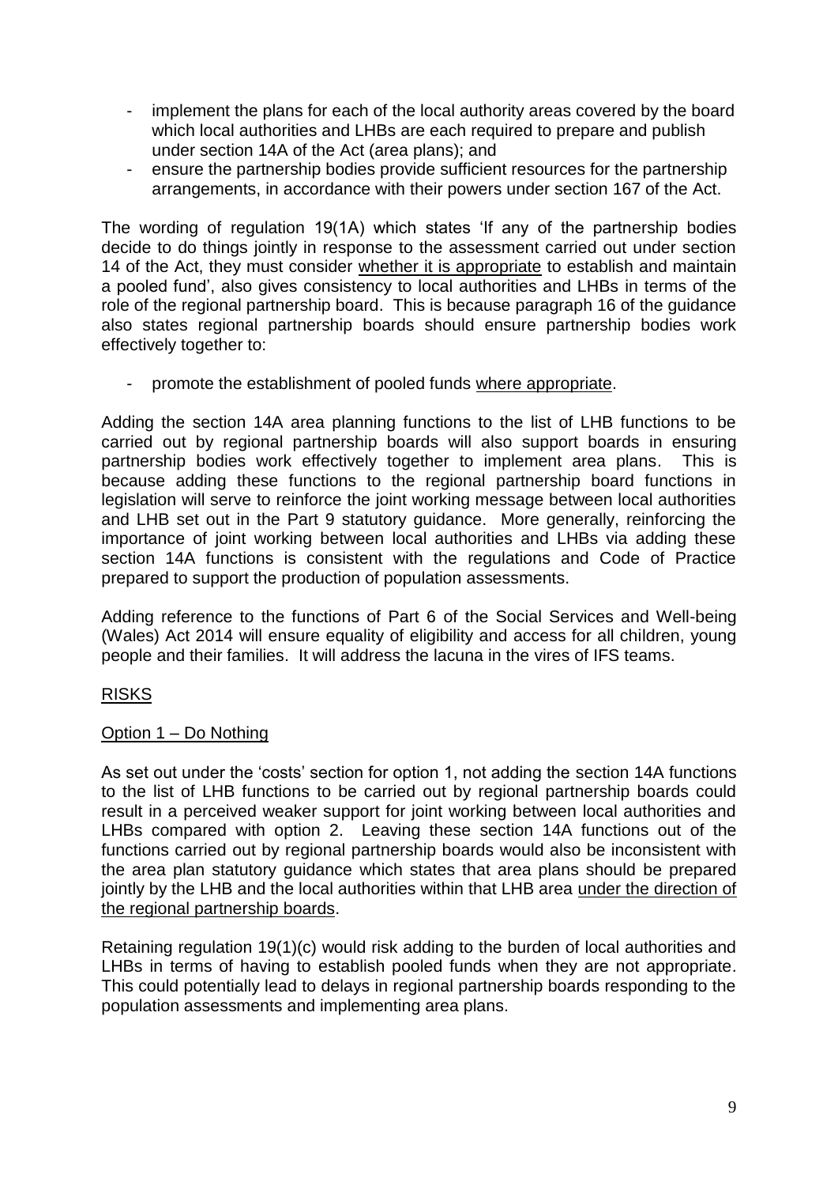- implement the plans for each of the local authority areas covered by the board which local authorities and LHBs are each required to prepare and publish under section 14A of the Act (area plans); and
- ensure the partnership bodies provide sufficient resources for the partnership arrangements, in accordance with their powers under section 167 of the Act.

The wording of regulation 19(1A) which states 'If any of the partnership bodies decide to do things jointly in response to the assessment carried out under section 14 of the Act, they must consider <u>whether it is appropriate</u> to establish and maintain a pooled fund', also gives consistency to local authorities and LHBs in terms of the role of the regional partnership board. This is because paragraph 16 of the guidance also states regional partnership boards should ensure partnership bodies work effectively together to:

- promote the establishment of pooled funds <u>where appropriate</u>.

Adding the section 14A area planning functions to the list of LHB functions to be carried out by regional partnership boards will also support boards in ensuring partnership bodies work effectively together to implement area plans. This is because adding these functions to the regional partnership board functions in legislation will serve to reinforce the joint working message between local authorities and LHB set out in the Part 9 statutory guidance. More generally, reinforcing the importance of joint working between local authorities and LHBs via adding these section 14A functions is consistent with the regulations and Code of Practice prepared to support the production of population assessments.

Adding reference to the functions of Part 6 of the Social Services and Well-being (Wales) Act 2014 will ensure equality of eligibility and access for all children, young people and their families. It will address the lacuna in the vires of IFS teams.

<u>RISKS</u>

<u>Option 1 – Do Nothing</u>

As set out under the 'costs' section for option 1, not adding the section 14A functions to the list of LHB functions to be carried out by regional partnership boards could result in a perceived weaker support for joint working between local authorities and LHBs compared with option 2. Leaving these section 14A functions out of the functions carried out by regional partnership boards would also be inconsistent with the area plan statutory guidance which states that area plans should be prepared jointly by the LHB and the local authorities within that LHB area <u>under the direction of the regional partnership boards</u>.

Retaining regulation 19(1)(c) would risk adding to the burden of local authorities and LHBs in terms of having to establish pooled funds when they are not appropriate. This could potentially lead to delays in regional partnership boards responding to the population assessments and implementing area plans.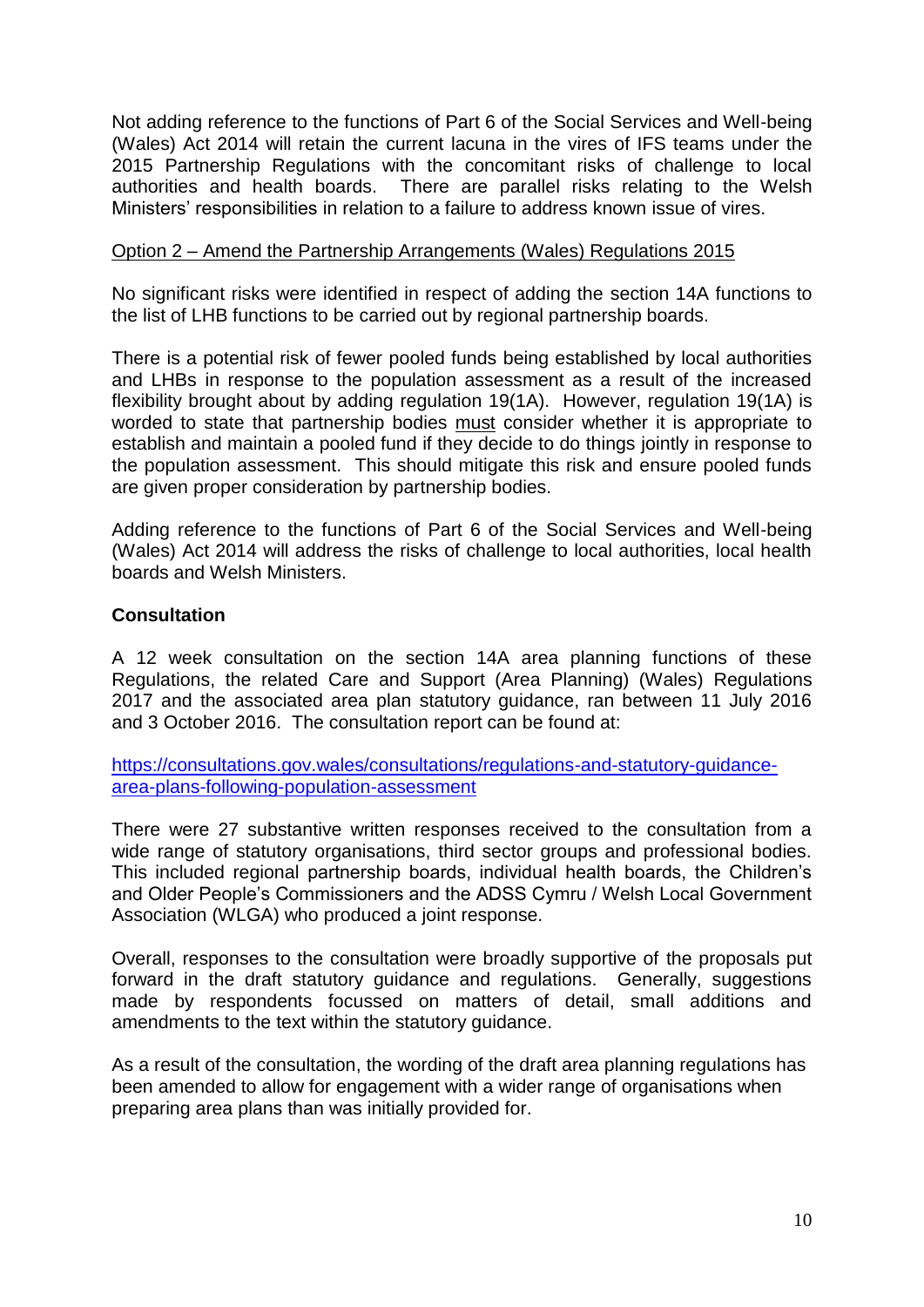Not adding reference to the functions of Part 6 of the Social Services and Well-being (Wales) Act 2014 will retain the current lacuna in the vires of IFS teams under the 2015 Partnership Regulations with the concomitant risks of challenge to local authorities and health boards. There are parallel risks relating to the Welsh Ministers' responsibilities in relation to a failure to address known issue of vires.

<u>Option 2 – Amend the Partnership Arrangements (Wales) Regulations 2015</u>

No significant risks were identified in respect of adding the section 14A functions to the list of LHB functions to be carried out by regional partnership boards.

There is a potential risk of fewer pooled funds being established by local authorities and LHBs in response to the population assessment as a result of the increased flexibility brought about by adding regulation 19(1A). However, regulation 19(1A) is worded to state that partnership bodies <u>must</u> consider whether it is appropriate to establish and maintain a pooled fund if they decide to do things jointly in response to the population assessment. This should mitigate this risk and ensure pooled funds are given proper consideration by partnership bodies.

Adding reference to the functions of Part 6 of the Social Services and Well-being (Wales) Act 2014 will address the risks of challenge to local authorities, local health boards and Welsh Ministers.

**Consultation**

A 12 week consultation on the section 14A area planning functions of these Regulations, the related Care and Support (Area Planning) (Wales) Regulations 2017 and the associated area plan statutory guidance, ran between 11 July 2016 and 3 October 2016. The consultation report can be found at:

https://consultations.gov.wales/consultations/regulations-and-statutory-guidance-area-plans-following-population-assessment

There were 27 substantive written responses received to the consultation from a wide range of statutory organisations, third sector groups and professional bodies. This included regional partnership boards, individual health boards, the Children's and Older People's Commissioners and the ADSS Cymru / Welsh Local Government Association (WLGA) who produced a joint response.

Overall, responses to the consultation were broadly supportive of the proposals put forward in the draft statutory guidance and regulations. Generally, suggestions made by respondents focussed on matters of detail, small additions and amendments to the text within the statutory guidance.

As a result of the consultation, the wording of the draft area planning regulations has been amended to allow for engagement with a wider range of organisations when preparing area plans than was initially provided for.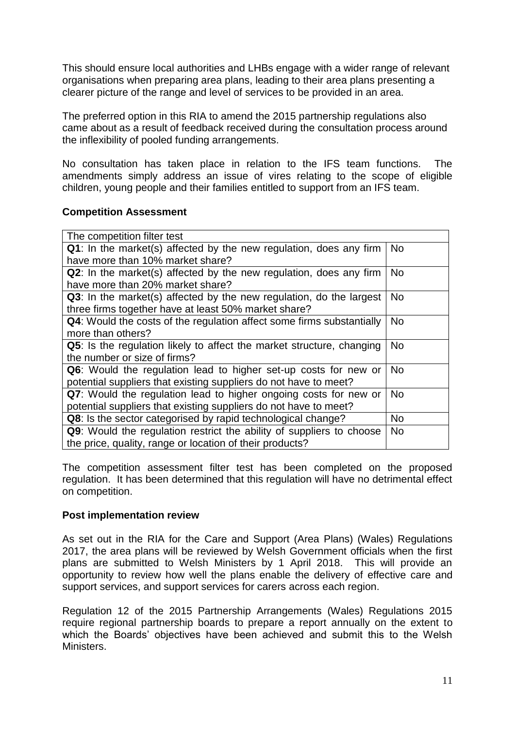This should ensure local authorities and LHBs engage with a wider range of relevant organisations when preparing area plans, leading to their area plans presenting a clearer picture of the range and level of services to be provided in an area.

The preferred option in this RIA to amend the 2015 partnership regulations also came about as a result of feedback received during the consultation process around the inflexibility of pooled funding arrangements.

No consultation has taken place in relation to the IFS team functions. The amendments simply address an issue of vires relating to the scope of eligible children, young people and their families entitled to support from an IFS team.

**Competition Assessment**

| The competition filter test | |
|---|---|
| **Q1**: In the market(s) affected by the new regulation, does any firm have more than 10% market share? | No |
| **Q2**: In the market(s) affected by the new regulation, does any firm have more than 20% market share? | No |
| **Q3**: In the market(s) affected by the new regulation, do the largest three firms together have at least 50% market share? | No |
| **Q4**: Would the costs of the regulation affect some firms substantially more than others? | No |
| **Q5**: Is the regulation likely to affect the market structure, changing the number or size of firms? | No |
| **Q6**: Would the regulation lead to higher set-up costs for new or potential suppliers that existing suppliers do not have to meet? | No |
| **Q7**: Would the regulation lead to higher ongoing costs for new or potential suppliers that existing suppliers do not have to meet? | No |
| **Q8**: Is the sector categorised by rapid technological change? | No |
| **Q9**: Would the regulation restrict the ability of suppliers to choose the price, quality, range or location of their products? | No |

The competition assessment filter test has been completed on the proposed regulation. It has been determined that this regulation will have no detrimental effect on competition.

**Post implementation review**

As set out in the RIA for the Care and Support (Area Plans) (Wales) Regulations 2017, the area plans will be reviewed by Welsh Government officials when the first plans are submitted to Welsh Ministers by 1 April 2018. This will provide an opportunity to review how well the plans enable the delivery of effective care and support services, and support services for carers across each region.

Regulation 12 of the 2015 Partnership Arrangements (Wales) Regulations 2015 require regional partnership boards to prepare a report annually on the extent to which the Boards' objectives have been achieved and submit this to the Welsh Ministers.